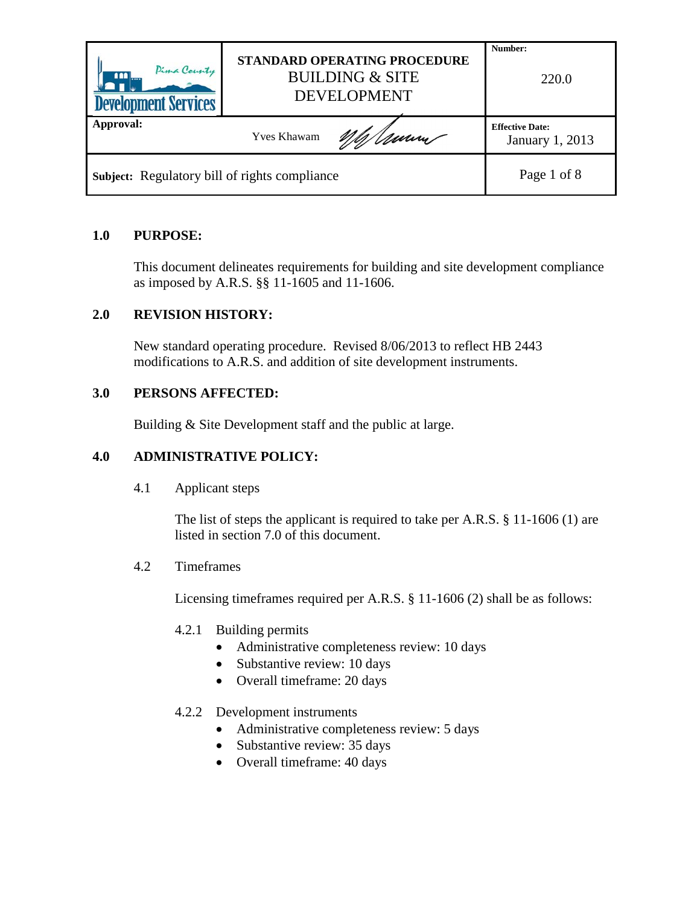| Pima County Development Services | STANDARD OPERATING PROCEDURE<br>BUILDING & SITE DEVELOPMENT | Number:<br>220.0 |
|---|---|---|
| Approval: | Yves Khawam | Effective Date:<br>January 1, 2013 |
| Subject: Regulatory bill of rights compliance | | |

## 1.0 PURPOSE:

This document delineates requirements for building and site development compliance as imposed by A.R.S. §§ 11-1605 and 11-1606.

## 2.0 REVISION HISTORY:

New standard operating procedure. Revised 8/06/2013 to reflect HB 2443 modifications to A.R.S. and addition of site development instruments.

## 3.0 PERSONS AFFECTED:

Building & Site Development staff and the public at large.

## 4.0 ADMINISTRATIVE POLICY:

### 4.1 Applicant steps

The list of steps the applicant is required to take per A.R.S. § 11-1606 (1) are listed in section 7.0 of this document.

### 4.2 Timeframes

Licensing timeframes required per A.R.S. § 11-1606 (2) shall be as follows:

#### 4.2.1 Building permits

- Administrative completeness review: 10 days
- Substantive review: 10 days
- Overall timeframe: 20 days

#### 4.2.2 Development instruments

- Administrative completeness review: 5 days
- Substantive review: 35 days
- Overall timeframe: 40 days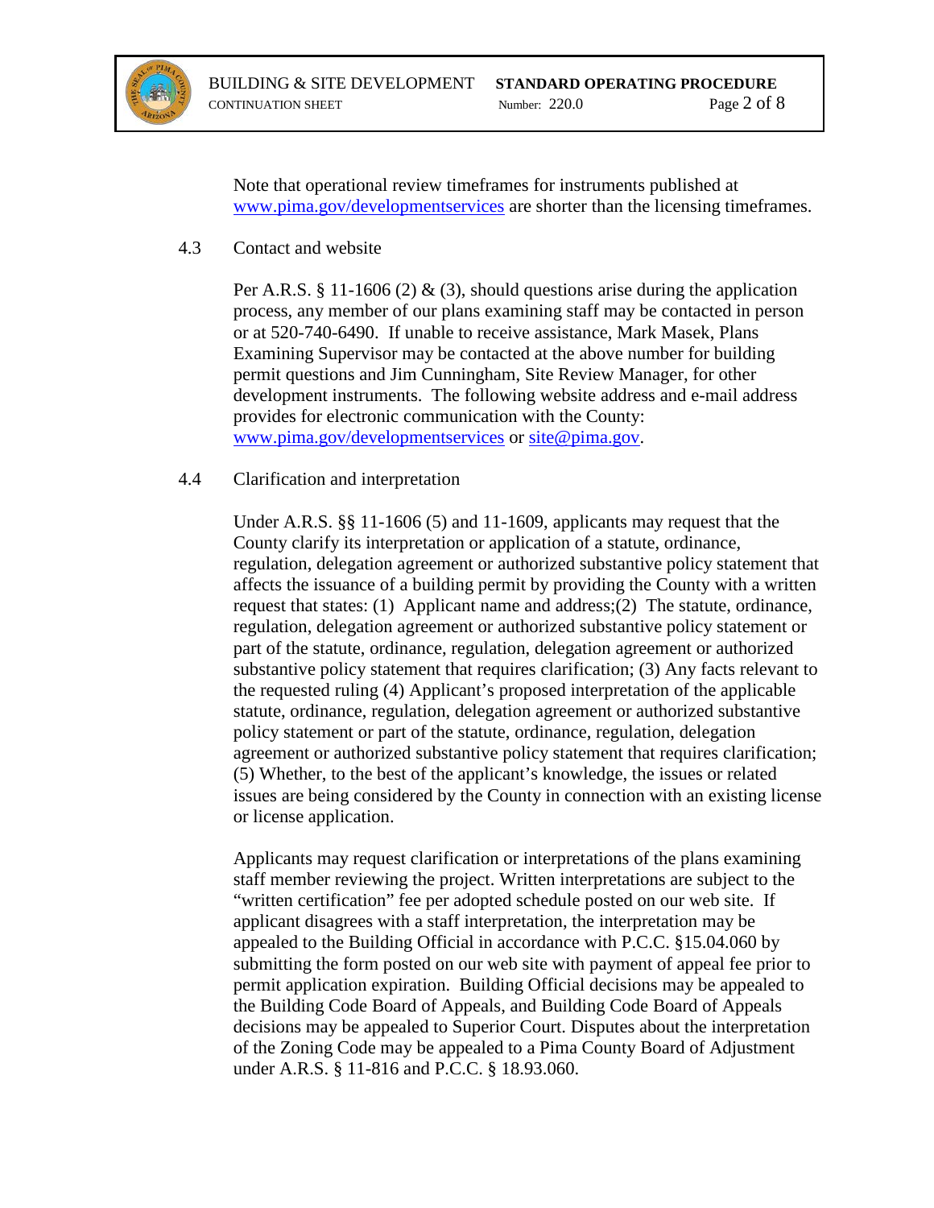Note that operational review timeframes for instruments published at www.pima.gov/developmentservices are shorter than the licensing timeframes.

4.3 Contact and website

Per A.R.S. § 11-1606 (2) & (3), should questions arise during the application process, any member of our plans examining staff may be contacted in person or at 520-740-6490. If unable to receive assistance, Mark Masek, Plans Examining Supervisor may be contacted at the above number for building permit questions and Jim Cunningham, Site Review Manager, for other development instruments. The following website address and e-mail address provides for electronic communication with the County: www.pima.gov/developmentservices or site@pima.gov.

4.4 Clarification and interpretation

Under A.R.S. §§ 11-1606 (5) and 11-1609, applicants may request that the County clarify its interpretation or application of a statute, ordinance, regulation, delegation agreement or authorized substantive policy statement that affects the issuance of a building permit by providing the County with a written request that states: (1) Applicant name and address;(2) The statute, ordinance, regulation, delegation agreement or authorized substantive policy statement or part of the statute, ordinance, regulation, delegation agreement or authorized substantive policy statement that requires clarification; (3) Any facts relevant to the requested ruling (4) Applicant's proposed interpretation of the applicable statute, ordinance, regulation, delegation agreement or authorized substantive policy statement or part of the statute, ordinance, regulation, delegation agreement or authorized substantive policy statement that requires clarification; (5) Whether, to the best of the applicant's knowledge, the issues or related issues are being considered by the County in connection with an existing license or license application.

Applicants may request clarification or interpretations of the plans examining staff member reviewing the project. Written interpretations are subject to the "written certification" fee per adopted schedule posted on our web site. If applicant disagrees with a staff interpretation, the interpretation may be appealed to the Building Official in accordance with P.C.C. §15.04.060 by submitting the form posted on our web site with payment of appeal fee prior to permit application expiration. Building Official decisions may be appealed to the Building Code Board of Appeals, and Building Code Board of Appeals decisions may be appealed to Superior Court. Disputes about the interpretation of the Zoning Code may be appealed to a Pima County Board of Adjustment under A.R.S. § 11-816 and P.C.C. § 18.93.060.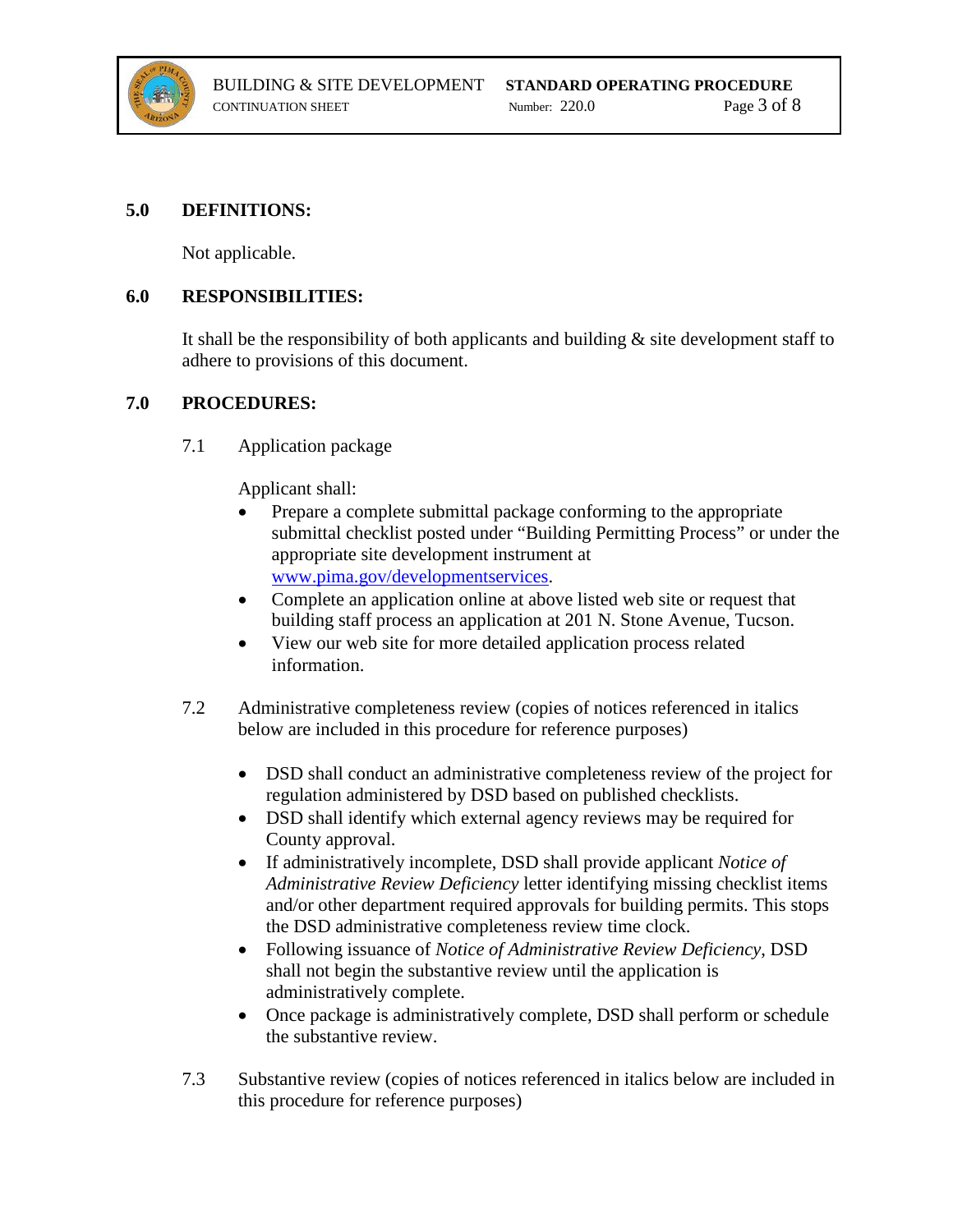## 5.0 DEFINITIONS:

Not applicable.

## 6.0 RESPONSIBILITIES:

It shall be the responsibility of both applicants and building & site development staff to adhere to provisions of this document.

## 7.0 PROCEDURES:

7.1 Application package

Applicant shall:

- Prepare a complete submittal package conforming to the appropriate submittal checklist posted under "Building Permitting Process" or under the appropriate site development instrument at www.pima.gov/developmentservices.
- Complete an application online at above listed web site or request that building staff process an application at 201 N. Stone Avenue, Tucson.
- View our web site for more detailed application process related information.

7.2 Administrative completeness review (copies of notices referenced in italics below are included in this procedure for reference purposes)

- DSD shall conduct an administrative completeness review of the project for regulation administered by DSD based on published checklists.
- DSD shall identify which external agency reviews may be required for County approval.
- If administratively incomplete, DSD shall provide applicant *Notice of Administrative Review Deficiency* letter identifying missing checklist items and/or other department required approvals for building permits. This stops the DSD administrative completeness review time clock.
- Following issuance of *Notice of Administrative Review Deficiency*, DSD shall not begin the substantive review until the application is administratively complete.
- Once package is administratively complete, DSD shall perform or schedule the substantive review.

7.3 Substantive review (copies of notices referenced in italics below are included in this procedure for reference purposes)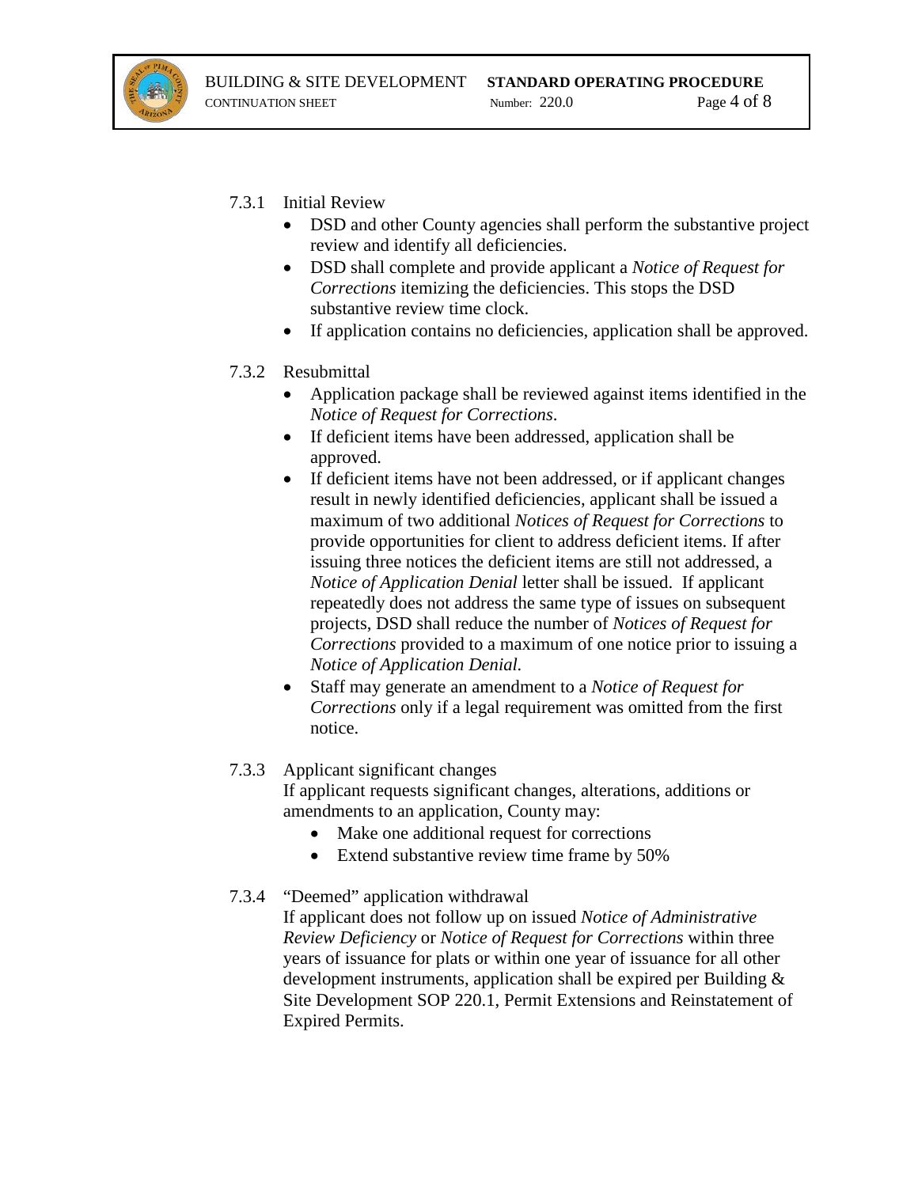7.3.1 Initial Review

- DSD and other County agencies shall perform the substantive project review and identify all deficiencies.
- DSD shall complete and provide applicant a *Notice of Request for Corrections* itemizing the deficiencies. This stops the DSD substantive review time clock.
- If application contains no deficiencies, application shall be approved.

7.3.2 Resubmittal

- Application package shall be reviewed against items identified in the *Notice of Request for Corrections*.
- If deficient items have been addressed, application shall be approved.
- If deficient items have not been addressed, or if applicant changes result in newly identified deficiencies, applicant shall be issued a maximum of two additional *Notices of Request for Corrections* to provide opportunities for client to address deficient items. If after issuing three notices the deficient items are still not addressed, a *Notice of Application Denial* letter shall be issued. If applicant repeatedly does not address the same type of issues on subsequent projects, DSD shall reduce the number of *Notices of Request for Corrections* provided to a maximum of one notice prior to issuing a *Notice of Application Denial.*
- Staff may generate an amendment to a *Notice of Request for Corrections* only if a legal requirement was omitted from the first notice.

7.3.3 Applicant significant changes

If applicant requests significant changes, alterations, additions or amendments to an application, County may:

- Make one additional request for corrections
- Extend substantive review time frame by 50%

7.3.4 "Deemed" application withdrawal

If applicant does not follow up on issued *Notice of Administrative Review Deficiency* or *Notice of Request for Corrections* within three years of issuance for plats or within one year of issuance for all other development instruments, application shall be expired per Building & Site Development SOP 220.1, Permit Extensions and Reinstatement of Expired Permits.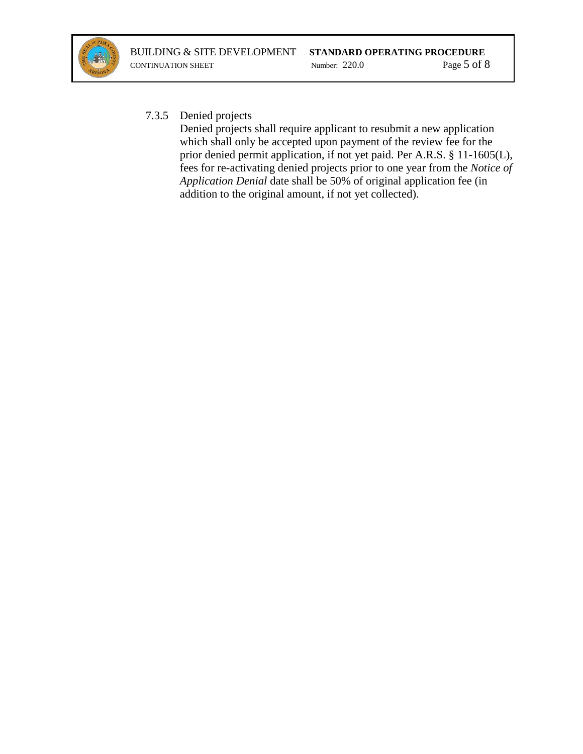7.3.5 Denied projects

Denied projects shall require applicant to resubmit a new application which shall only be accepted upon payment of the review fee for the prior denied permit application, if not yet paid. Per A.R.S. § 11-1605(L), fees for re-activating denied projects prior to one year from the *Notice of Application Denial* date shall be 50% of original application fee (in addition to the original amount, if not yet collected).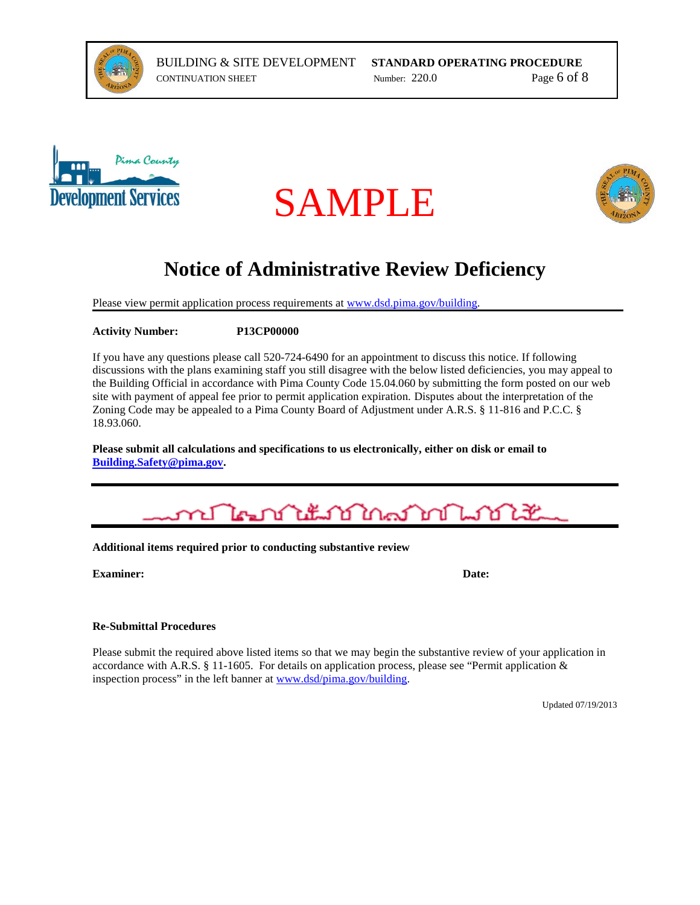SAMPLE

# Notice of Administrative Review Deficiency

Please view permit application process requirements at [www.dsd.pima.gov/building](http://www.dsd.pima.gov/building).

**Activity Number:** **P13CP00000**

If you have any questions please call 520-724-6490 for an appointment to discuss this notice. If following discussions with the plans examining staff you still disagree with the below listed deficiencies, you may appeal to the Building Official in accordance with Pima County Code 15.04.060 by submitting the form posted on our web site with payment of appeal fee prior to permit application expiration. Disputes about the interpretation of the Zoning Code may be appealed to a Pima County Board of Adjustment under A.R.S. § 11-816 and P.C.C. § 18.93.060.

**Please submit all calculations and specifications to us electronically, either on disk or email to [Building.Safety@pima.gov](mailto:Building.Safety@pima.gov).**

---

**Additional items required prior to conducting substantive review**

**Examiner:** **Date:**

**Re-Submittal Procedures**

Please submit the required above listed items so that we may begin the substantive review of your application in accordance with A.R.S. § 11-1605. For details on application process, please see "Permit application & inspection process" in the left banner at [www.dsd/pima.gov/building](http://www.dsd/pima.gov/building).

Updated 07/19/2013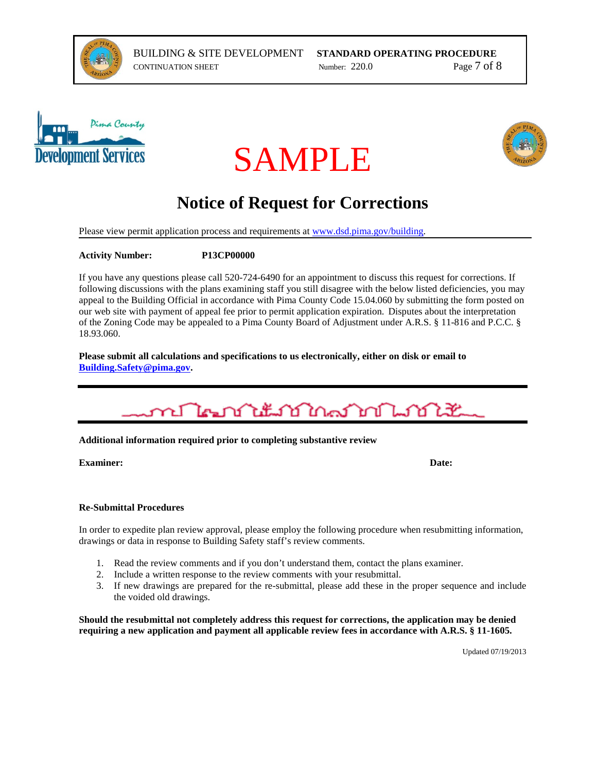SAMPLE

# Notice of Request for Corrections

Please view permit application process and requirements at www.dsd.pima.gov/building.

**Activity Number:** **P13CP00000**

If you have any questions please call 520-724-6490 for an appointment to discuss this request for corrections. If following discussions with the plans examining staff you still disagree with the below listed deficiencies, you may appeal to the Building Official in accordance with Pima County Code 15.04.060 by submitting the form posted on our web site with payment of appeal fee prior to permit application expiration. Disputes about the interpretation of the Zoning Code may be appealed to a Pima County Board of Adjustment under A.R.S. § 11-816 and P.C.C. § 18.93.060.

**Please submit all calculations and specifications to us electronically, either on disk or email to Building.Safety@pima.gov.**

---

**Additional information required prior to completing substantive review**

**Examiner:** **Date:**

**Re-Submittal Procedures**

In order to expedite plan review approval, please employ the following procedure when resubmitting information, drawings or data in response to Building Safety staff's review comments.

1. Read the review comments and if you don't understand them, contact the plans examiner.
2. Include a written response to the review comments with your resubmittal.
3. If new drawings are prepared for the re-submittal, please add these in the proper sequence and include the voided old drawings.

**Should the resubmittal not completely address this request for corrections, the application may be denied requiring a new application and payment all applicable review fees in accordance with A.R.S. § 11-1605.**

Updated 07/19/2013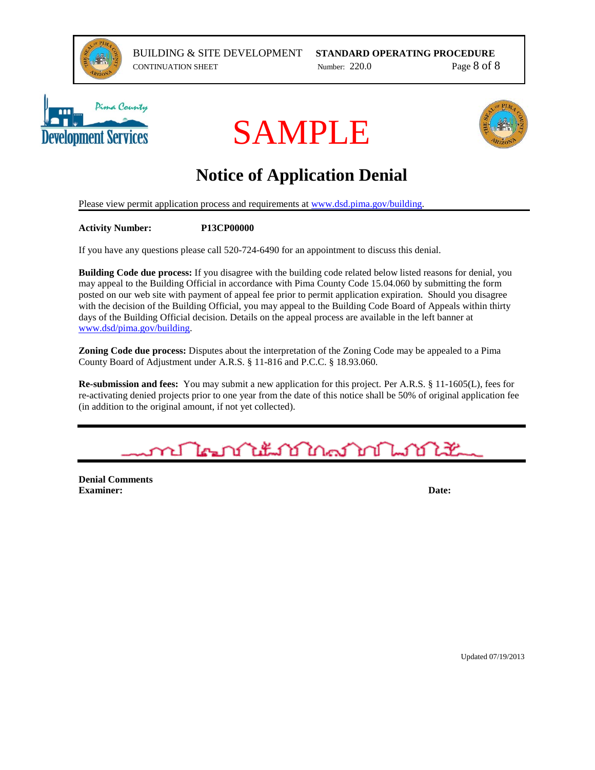SAMPLE

# Notice of Application Denial

Please view permit application process and requirements at www.dsd.pima.gov/building.

**Activity Number:** **P13CP00000**

If you have any questions please call 520-724-6490 for an appointment to discuss this denial.

**Building Code due process:** If you disagree with the building code related below listed reasons for denial, you may appeal to the Building Official in accordance with Pima County Code 15.04.060 by submitting the form posted on our web site with payment of appeal fee prior to permit application expiration. Should you disagree with the decision of the Building Official, you may appeal to the Building Code Board of Appeals within thirty days of the Building Official decision. Details on the appeal process are available in the left banner at www.dsd/pima.gov/building.

**Zoning Code due process:** Disputes about the interpretation of the Zoning Code may be appealed to a Pima County Board of Adjustment under A.R.S. § 11-816 and P.C.C. § 18.93.060.

**Re-submission and fees:** You may submit a new application for this project. Per A.R.S. § 11-1605(L), fees for re-activating denied projects prior to one year from the date of this notice shall be 50% of original application fee (in addition to the original amount, if not yet collected).

---

**Denial Comments**

**Examiner:** **Date:**

Updated 07/19/2013